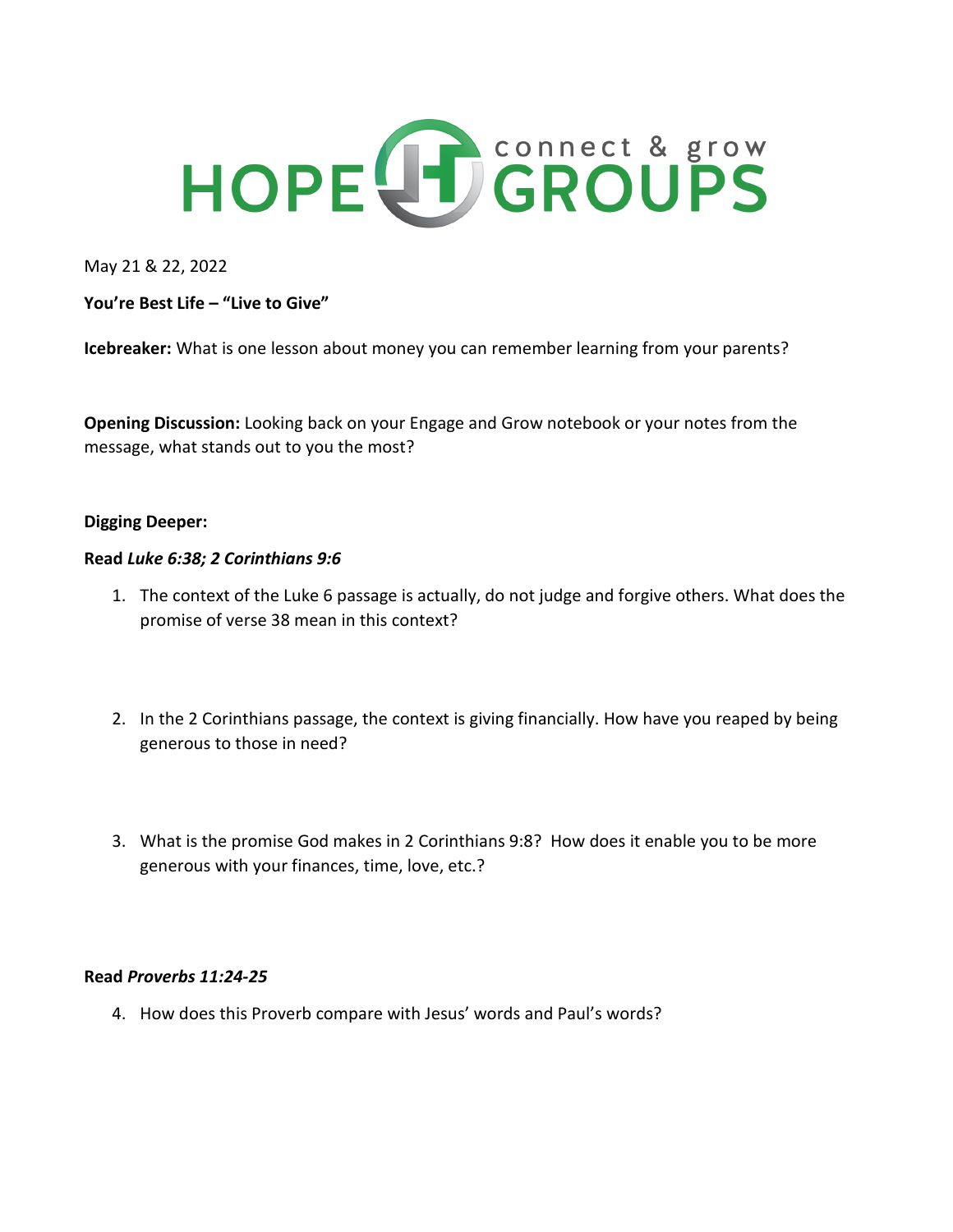# HOPE GROUPS
connect & grow

May 21 & 22, 2022

**You're Best Life – "Live to Give"**

**Icebreaker:** What is one lesson about money you can remember learning from your parents?

**Opening Discussion:** Looking back on your Engage and Grow notebook or your notes from the message, what stands out to you the most?

**Digging Deeper:**

**Read *Luke 6:38; 2 Corinthians 9:6***

1. The context of the Luke 6 passage is actually, do not judge and forgive others. What does the promise of verse 38 mean in this context?

2. In the 2 Corinthians passage, the context is giving financially. How have you reaped by being generous to those in need?

3. What is the promise God makes in 2 Corinthians 9:8? How does it enable you to be more generous with your finances, time, love, etc.?

**Read *Proverbs 11:24-25***

4. How does this Proverb compare with Jesus' words and Paul's words?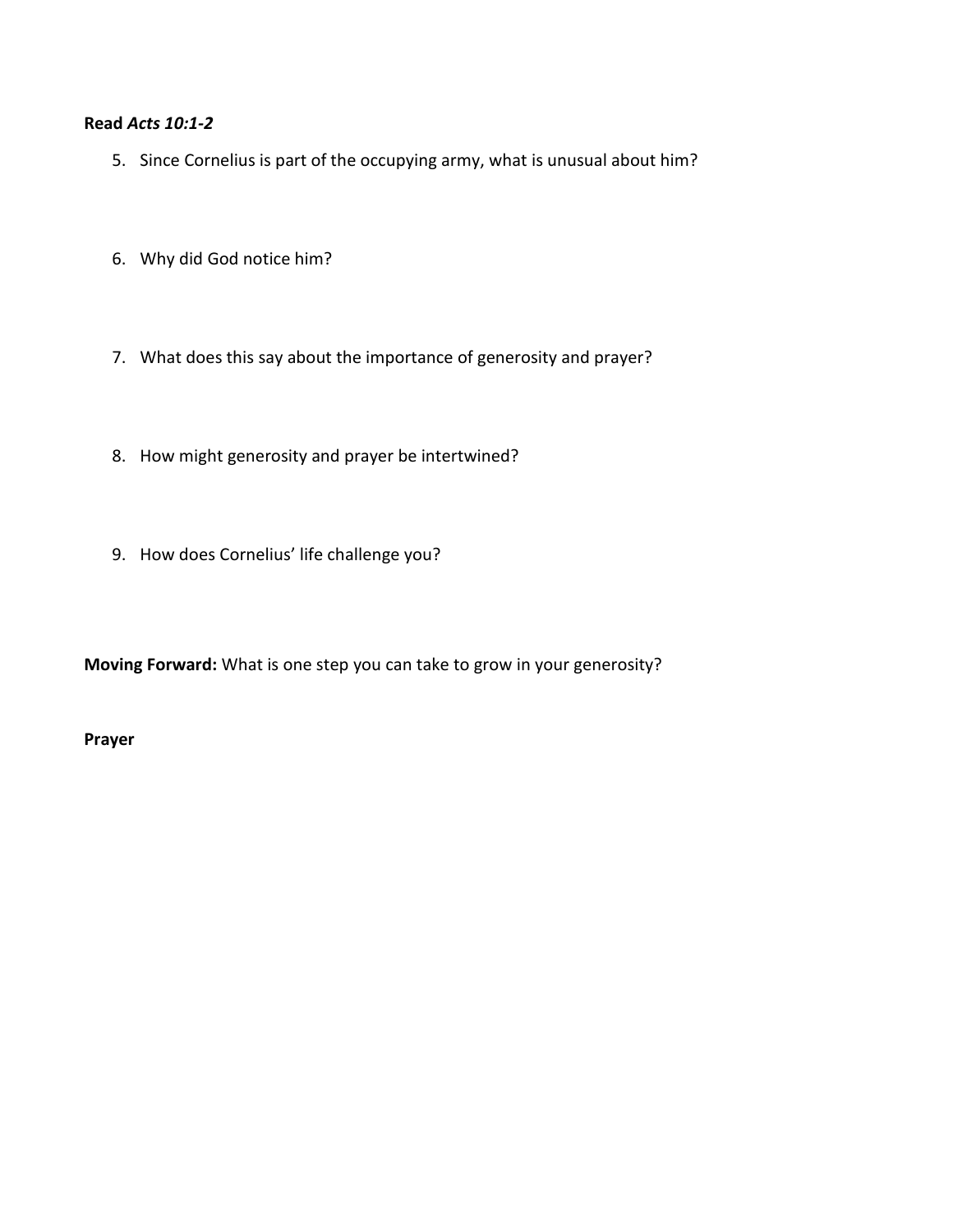**Read *Acts 10:1-2***

5. Since Cornelius is part of the occupying army, what is unusual about him?

6. Why did God notice him?

7. What does this say about the importance of generosity and prayer?

8. How might generosity and prayer be intertwined?

9. How does Cornelius' life challenge you?

**Moving Forward:** What is one step you can take to grow in your generosity?

**Prayer**